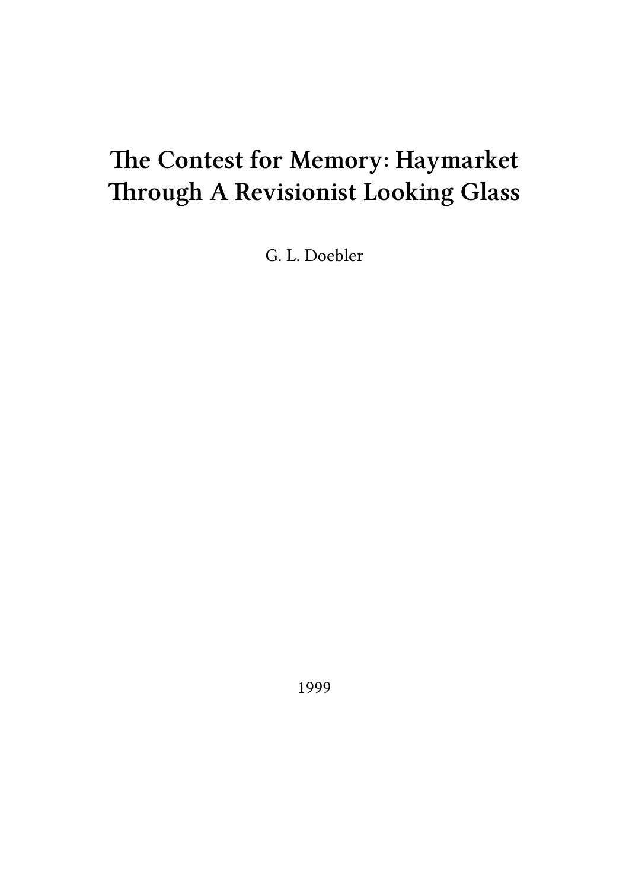# The Contest for Memory: Haymarket Through A Revisionist Looking Glass

G. L. Doebler

1999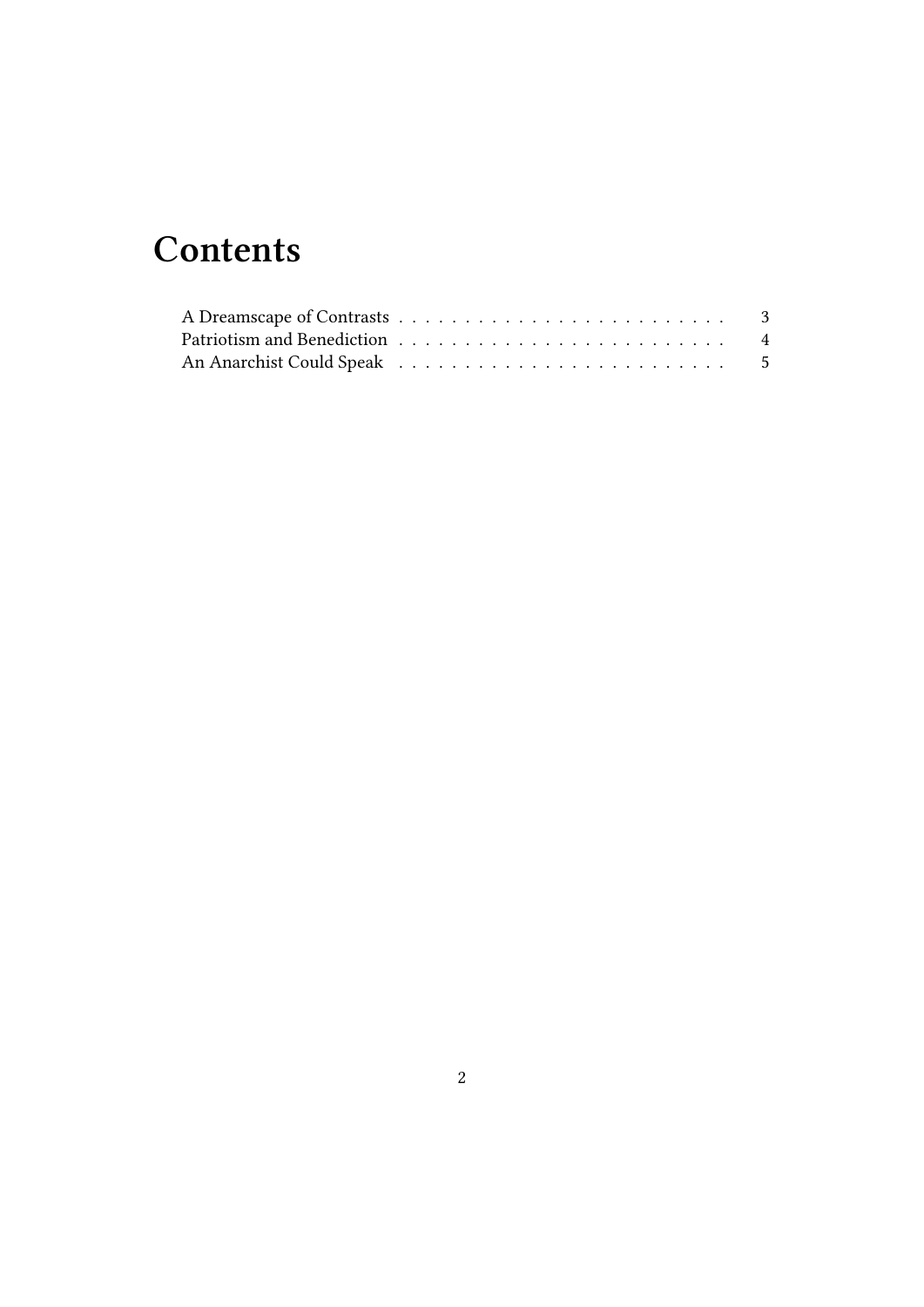# Contents

A Dreamscape of Contrasts . . . . . . . . . . . . . . . . . . . . . . . . . 3
Patriotism and Benediction . . . . . . . . . . . . . . . . . . . . . . . . . 4
An Anarchist Could Speak . . . . . . . . . . . . . . . . . . . . . . . . . 5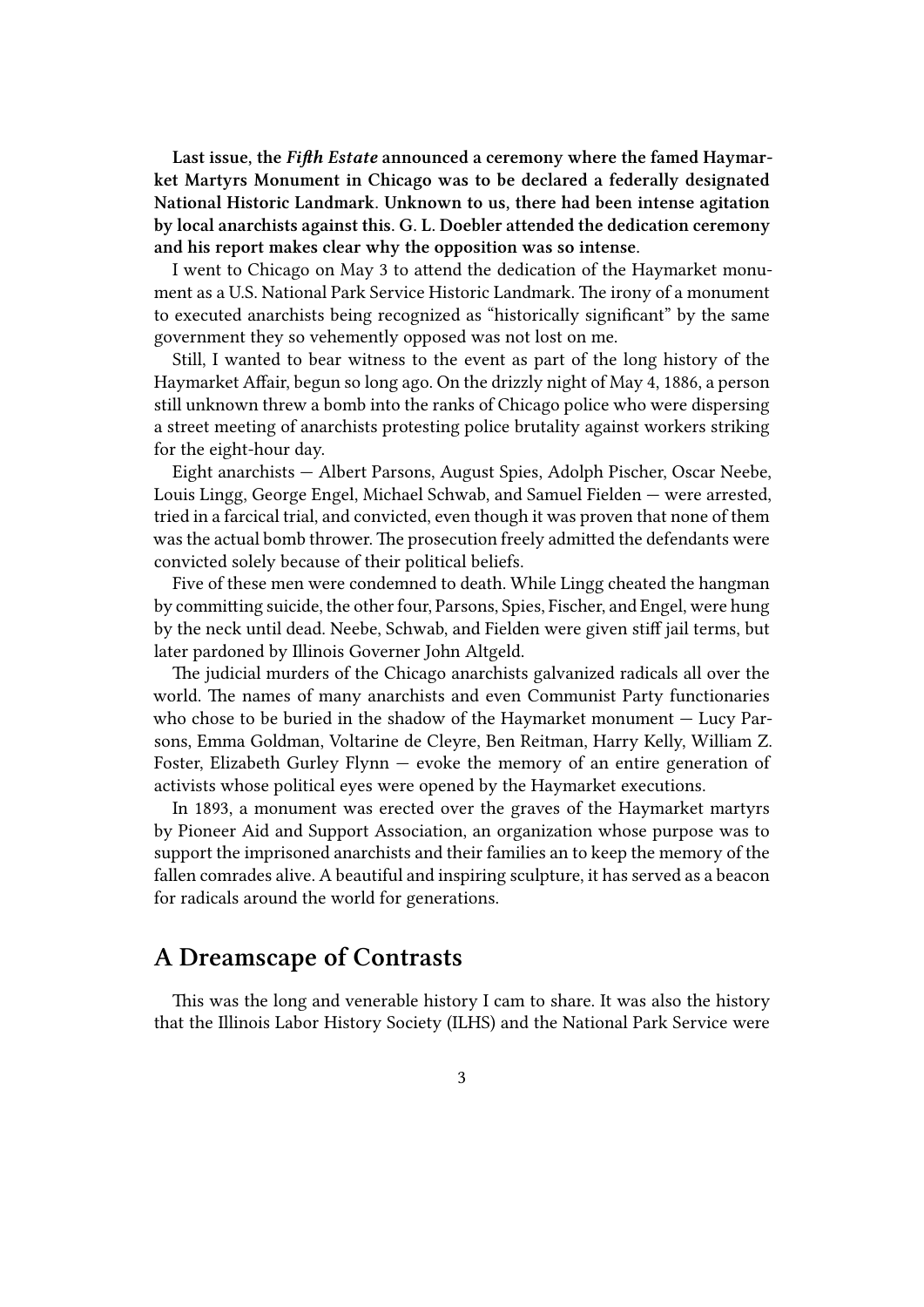**Last issue, the *Fifth Estate* announced a ceremony where the famed Haymarket Martyrs Monument in Chicago was to be declared a federally designated National Historic Landmark. Unknown to us, there had been intense agitation by local anarchists against this. G. L. Doebler attended the dedication ceremony and his report makes clear why the opposition was so intense.**

I went to Chicago on May 3 to attend the dedication of the Haymarket monument as a U.S. National Park Service Historic Landmark. The irony of a monument to executed anarchists being recognized as "historically significant" by the same government they so vehemently opposed was not lost on me.

Still, I wanted to bear witness to the event as part of the long history of the Haymarket Affair, begun so long ago. On the drizzly night of May 4, 1886, a person still unknown threw a bomb into the ranks of Chicago police who were dispersing a street meeting of anarchists protesting police brutality against workers striking for the eight-hour day.

Eight anarchists — Albert Parsons, August Spies, Adolph Pischer, Oscar Neebe, Louis Lingg, George Engel, Michael Schwab, and Samuel Fielden — were arrested, tried in a farcical trial, and convicted, even though it was proven that none of them was the actual bomb thrower. The prosecution freely admitted the defendants were convicted solely because of their political beliefs.

Five of these men were condemned to death. While Lingg cheated the hangman by committing suicide, the other four, Parsons, Spies, Fischer, and Engel, were hung by the neck until dead. Neebe, Schwab, and Fielden were given stiff jail terms, but later pardoned by Illinois Governer John Altgeld.

The judicial murders of the Chicago anarchists galvanized radicals all over the world. The names of many anarchists and even Communist Party functionaries who chose to be buried in the shadow of the Haymarket monument — Lucy Parsons, Emma Goldman, Voltarine de Cleyre, Ben Reitman, Harry Kelly, William Z. Foster, Elizabeth Gurley Flynn — evoke the memory of an entire generation of activists whose political eyes were opened by the Haymarket executions.

In 1893, a monument was erected over the graves of the Haymarket martyrs by Pioneer Aid and Support Association, an organization whose purpose was to support the imprisoned anarchists and their families an to keep the memory of the fallen comrades alive. A beautiful and inspiring sculpture, it has served as a beacon for radicals around the world for generations.

## A Dreamscape of Contrasts

This was the long and venerable history I cam to share. It was also the history that the Illinois Labor History Society (ILHS) and the National Park Service were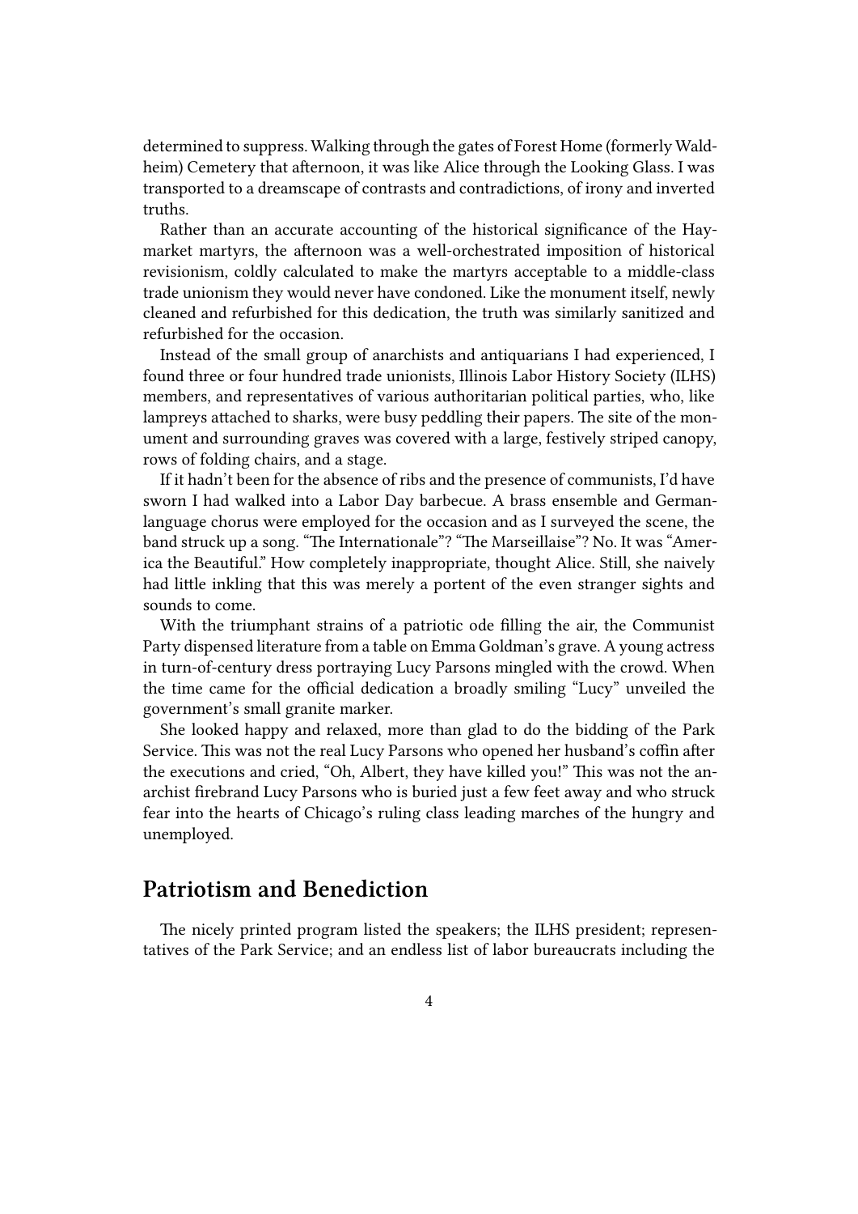determined to suppress. Walking through the gates of Forest Home (formerly Waldheim) Cemetery that afternoon, it was like Alice through the Looking Glass. I was transported to a dreamscape of contrasts and contradictions, of irony and inverted truths.

Rather than an accurate accounting of the historical significance of the Haymarket martyrs, the afternoon was a well-orchestrated imposition of historical revisionism, coldly calculated to make the martyrs acceptable to a middle-class trade unionism they would never have condoned. Like the monument itself, newly cleaned and refurbished for this dedication, the truth was similarly sanitized and refurbished for the occasion.

Instead of the small group of anarchists and antiquarians I had experienced, I found three or four hundred trade unionists, Illinois Labor History Society (ILHS) members, and representatives of various authoritarian political parties, who, like lampreys attached to sharks, were busy peddling their papers. The site of the monument and surrounding graves was covered with a large, festively striped canopy, rows of folding chairs, and a stage.

If it hadn't been for the absence of ribs and the presence of communists, I'd have sworn I had walked into a Labor Day barbecue. A brass ensemble and German-language chorus were employed for the occasion and as I surveyed the scene, the band struck up a song. "The Internationale"? "The Marseillaise"? No. It was "America the Beautiful." How completely inappropriate, thought Alice. Still, she naively had little inkling that this was merely a portent of the even stranger sights and sounds to come.

With the triumphant strains of a patriotic ode filling the air, the Communist Party dispensed literature from a table on Emma Goldman's grave. A young actress in turn-of-century dress portraying Lucy Parsons mingled with the crowd. When the time came for the official dedication a broadly smiling "Lucy" unveiled the government's small granite marker.

She looked happy and relaxed, more than glad to do the bidding of the Park Service. This was not the real Lucy Parsons who opened her husband's coffin after the executions and cried, "Oh, Albert, they have killed you!" This was not the anarchist firebrand Lucy Parsons who is buried just a few feet away and who struck fear into the hearts of Chicago's ruling class leading marches of the hungry and unemployed.

## Patriotism and Benediction

The nicely printed program listed the speakers; the ILHS president; representatives of the Park Service; and an endless list of labor bureaucrats including the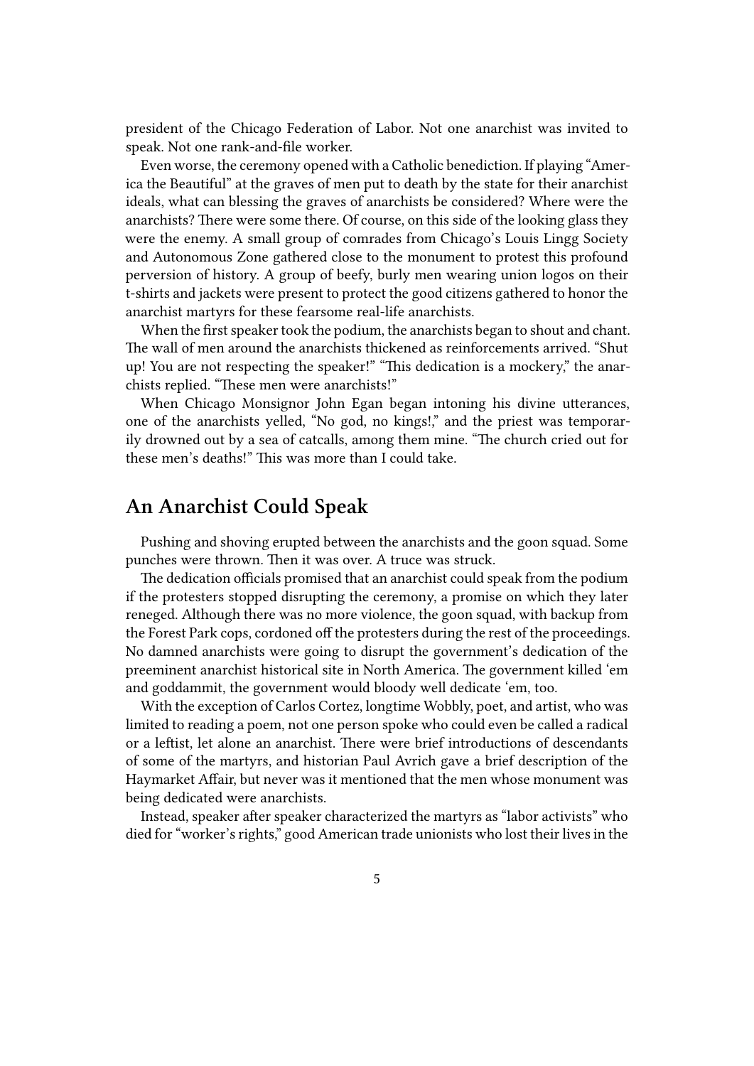president of the Chicago Federation of Labor. Not one anarchist was invited to speak. Not one rank-and-file worker.

Even worse, the ceremony opened with a Catholic benediction. If playing "America the Beautiful" at the graves of men put to death by the state for their anarchist ideals, what can blessing the graves of anarchists be considered? Where were the anarchists? There were some there. Of course, on this side of the looking glass they were the enemy. A small group of comrades from Chicago's Louis Lingg Society and Autonomous Zone gathered close to the monument to protest this profound perversion of history. A group of beefy, burly men wearing union logos on their t-shirts and jackets were present to protect the good citizens gathered to honor the anarchist martyrs for these fearsome real-life anarchists.

When the first speaker took the podium, the anarchists began to shout and chant. The wall of men around the anarchists thickened as reinforcements arrived. "Shut up! You are not respecting the speaker!" "This dedication is a mockery," the anarchists replied. "These men were anarchists!"

When Chicago Monsignor John Egan began intoning his divine utterances, one of the anarchists yelled, "No god, no kings!," and the priest was temporarily drowned out by a sea of catcalls, among them mine. "The church cried out for these men's deaths!" This was more than I could take.

## An Anarchist Could Speak

Pushing and shoving erupted between the anarchists and the goon squad. Some punches were thrown. Then it was over. A truce was struck.

The dedication officials promised that an anarchist could speak from the podium if the protesters stopped disrupting the ceremony, a promise on which they later reneged. Although there was no more violence, the goon squad, with backup from the Forest Park cops, cordoned off the protesters during the rest of the proceedings. No damned anarchists were going to disrupt the government's dedication of the preeminent anarchist historical site in North America. The government killed 'em and goddammit, the government would bloody well dedicate 'em, too.

With the exception of Carlos Cortez, longtime Wobbly, poet, and artist, who was limited to reading a poem, not one person spoke who could even be called a radical or a leftist, let alone an anarchist. There were brief introductions of descendants of some of the martyrs, and historian Paul Avrich gave a brief description of the Haymarket Affair, but never was it mentioned that the men whose monument was being dedicated were anarchists.

Instead, speaker after speaker characterized the martyrs as "labor activists" who died for "worker's rights," good American trade unionists who lost their lives in the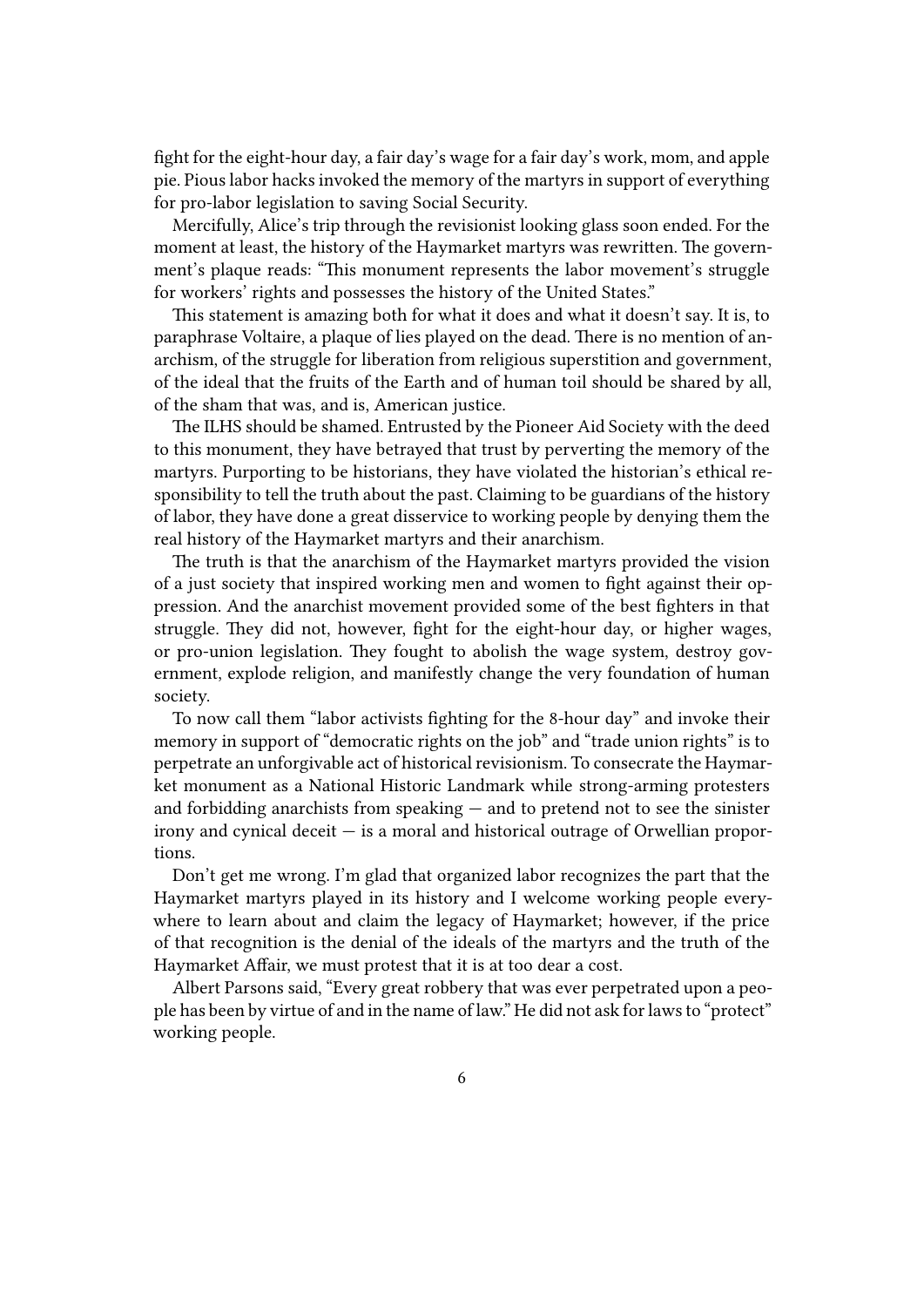fight for the eight-hour day, a fair day's wage for a fair day's work, mom, and apple pie. Pious labor hacks invoked the memory of the martyrs in support of everything for pro-labor legislation to saving Social Security.

Mercifully, Alice's trip through the revisionist looking glass soon ended. For the moment at least, the history of the Haymarket martyrs was rewritten. The government's plaque reads: "This monument represents the labor movement's struggle for workers' rights and possesses the history of the United States."

This statement is amazing both for what it does and what it doesn't say. It is, to paraphrase Voltaire, a plaque of lies played on the dead. There is no mention of anarchism, of the struggle for liberation from religious superstition and government, of the ideal that the fruits of the Earth and of human toil should be shared by all, of the sham that was, and is, American justice.

The ILHS should be shamed. Entrusted by the Pioneer Aid Society with the deed to this monument, they have betrayed that trust by perverting the memory of the martyrs. Purporting to be historians, they have violated the historian's ethical responsibility to tell the truth about the past. Claiming to be guardians of the history of labor, they have done a great disservice to working people by denying them the real history of the Haymarket martyrs and their anarchism.

The truth is that the anarchism of the Haymarket martyrs provided the vision of a just society that inspired working men and women to fight against their oppression. And the anarchist movement provided some of the best fighters in that struggle. They did not, however, fight for the eight-hour day, or higher wages, or pro-union legislation. They fought to abolish the wage system, destroy government, explode religion, and manifestly change the very foundation of human society.

To now call them "labor activists fighting for the 8-hour day" and invoke their memory in support of "democratic rights on the job" and "trade union rights" is to perpetrate an unforgivable act of historical revisionism. To consecrate the Haymarket monument as a National Historic Landmark while strong-arming protesters and forbidding anarchists from speaking — and to pretend not to see the sinister irony and cynical deceit — is a moral and historical outrage of Orwellian proportions.

Don't get me wrong. I'm glad that organized labor recognizes the part that the Haymarket martyrs played in its history and I welcome working people everywhere to learn about and claim the legacy of Haymarket; however, if the price of that recognition is the denial of the ideals of the martyrs and the truth of the Haymarket Affair, we must protest that it is at too dear a cost.

Albert Parsons said, "Every great robbery that was ever perpetrated upon a people has been by virtue of and in the name of law." He did not ask for laws to "protect" working people.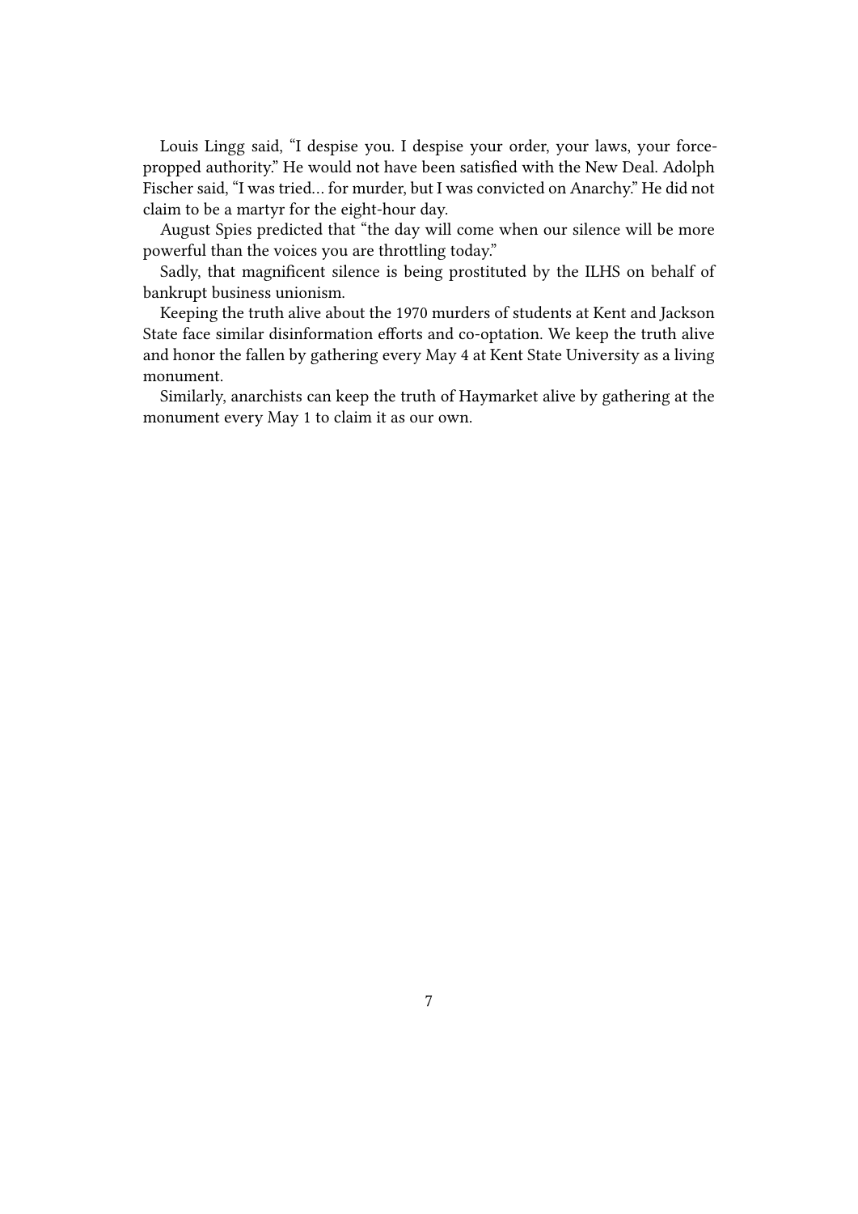Louis Lingg said, “I despise you. I despise your order, your laws, your force-propped authority.” He would not have been satisfied with the New Deal. Adolph Fischer said, “I was tried… for murder, but I was convicted on Anarchy.” He did not claim to be a martyr for the eight-hour day.

August Spies predicted that “the day will come when our silence will be more powerful than the voices you are throttling today.”

Sadly, that magnificent silence is being prostituted by the ILHS on behalf of bankrupt business unionism.

Keeping the truth alive about the 1970 murders of students at Kent and Jackson State face similar disinformation efforts and co-optation. We keep the truth alive and honor the fallen by gathering every May 4 at Kent State University as a living monument.

Similarly, anarchists can keep the truth of Haymarket alive by gathering at the monument every May 1 to claim it as our own.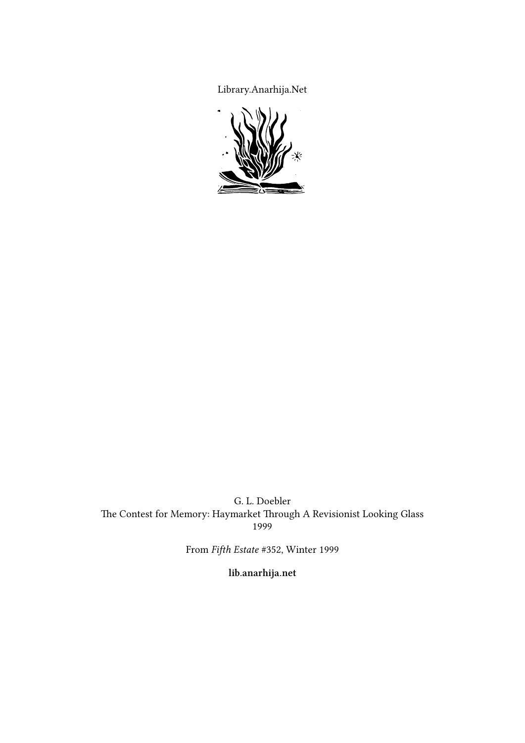Library.Anarhija.Net

G. L. Doebler
The Contest for Memory: Haymarket Through A Revisionist Looking Glass
1999

From *Fifth Estate* #352, Winter 1999

**lib.anarhija.net**